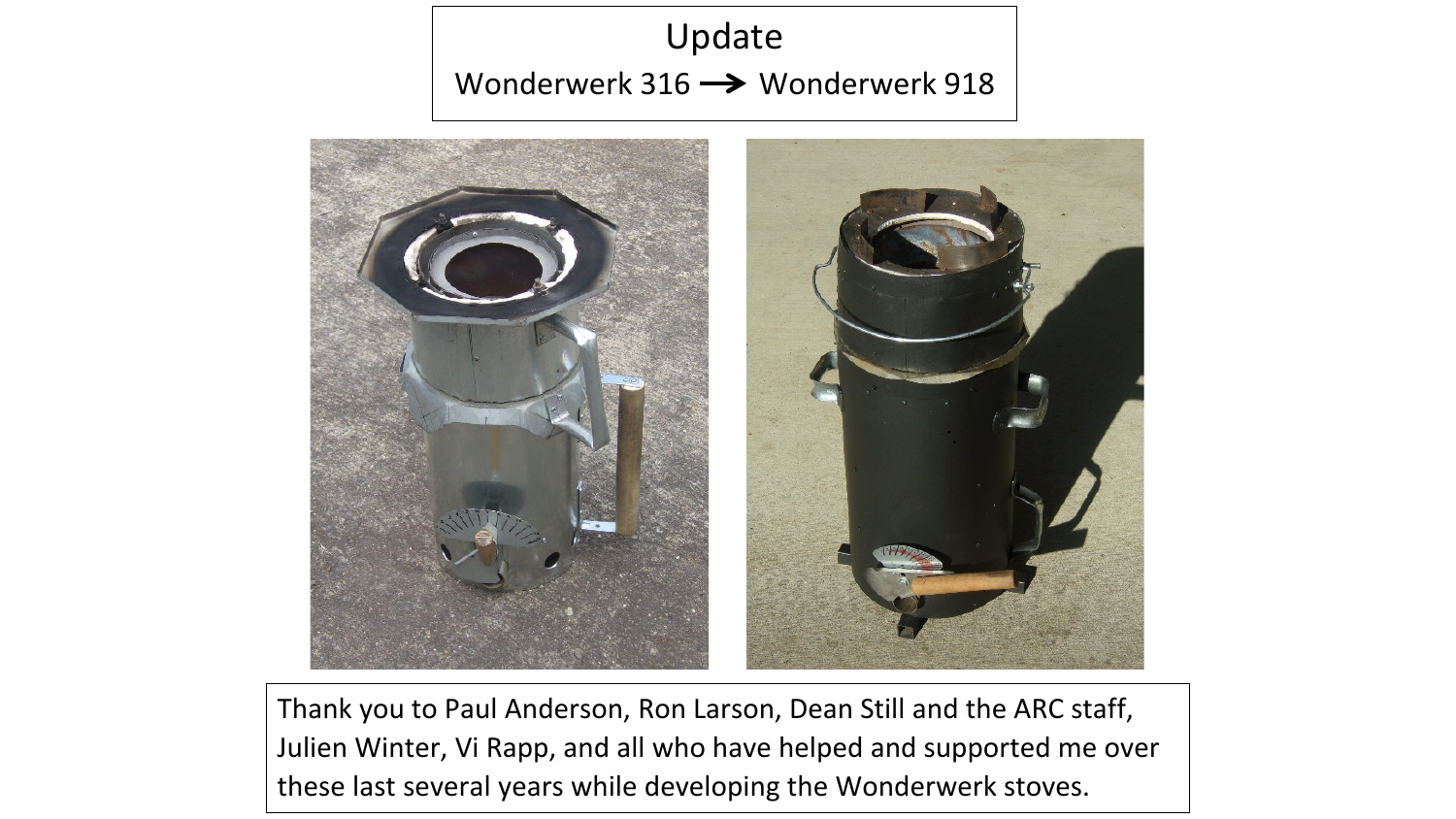# Update

Wonderwerk 316 → Wonderwerk 918

Thank you to Paul Anderson, Ron Larson, Dean Still and the ARC staff, Julien Winter, Vi Rapp, and all who have helped and supported me over these last several years while developing the Wonderwerk stoves.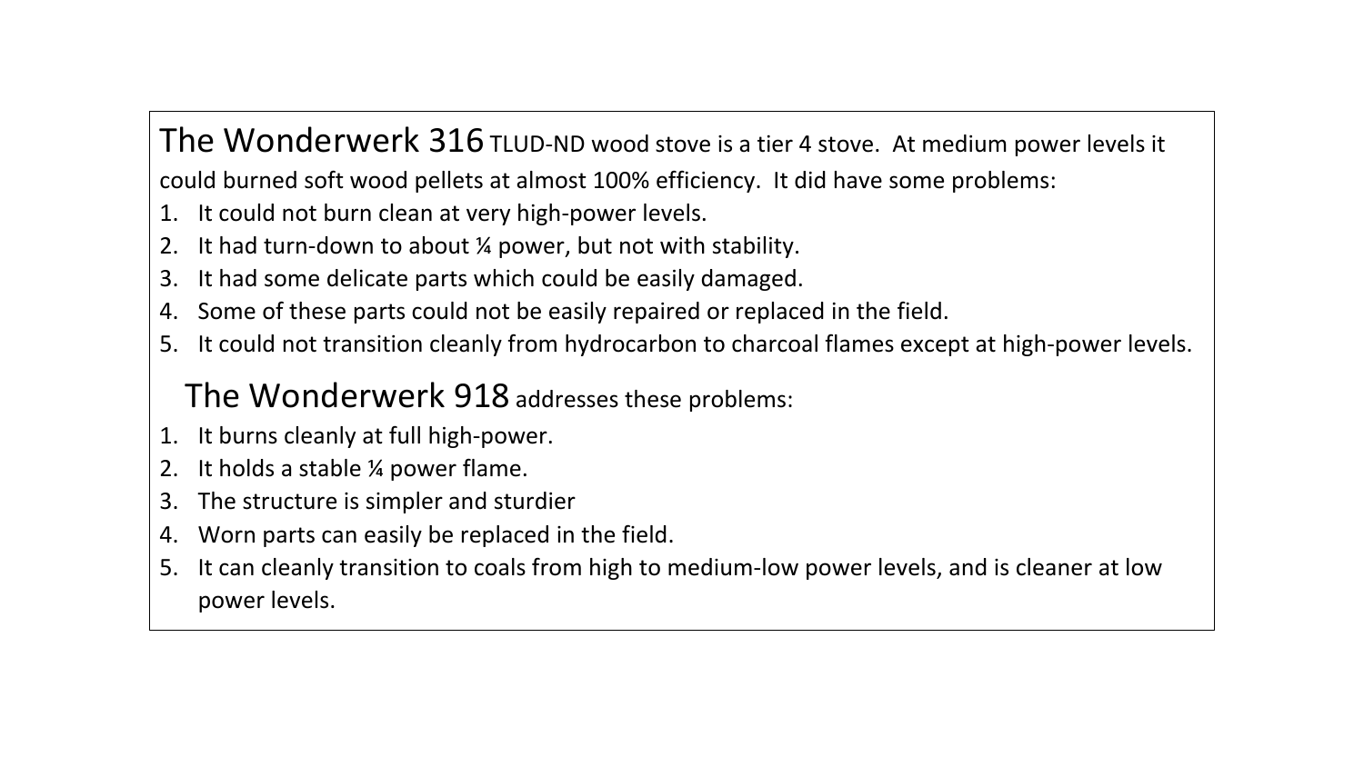**The Wonderwerk 316** TLUD-ND wood stove is a tier 4 stove. At medium power levels it could burned soft wood pellets at almost 100% efficiency. It did have some problems:

1. It could not burn clean at very high-power levels.
2. It had turn-down to about ¼ power, but not with stability.
3. It had some delicate parts which could be easily damaged.
4. Some of these parts could not be easily repaired or replaced in the field.
5. It could not transition cleanly from hydrocarbon to charcoal flames except at high-power levels.

**The Wonderwerk 918** addresses these problems:

1. It burns cleanly at full high-power.
2. It holds a stable ¼ power flame.
3. The structure is simpler and sturdier
4. Worn parts can easily be replaced in the field.
5. It can cleanly transition to coals from high to medium-low power levels, and is cleaner at low power levels.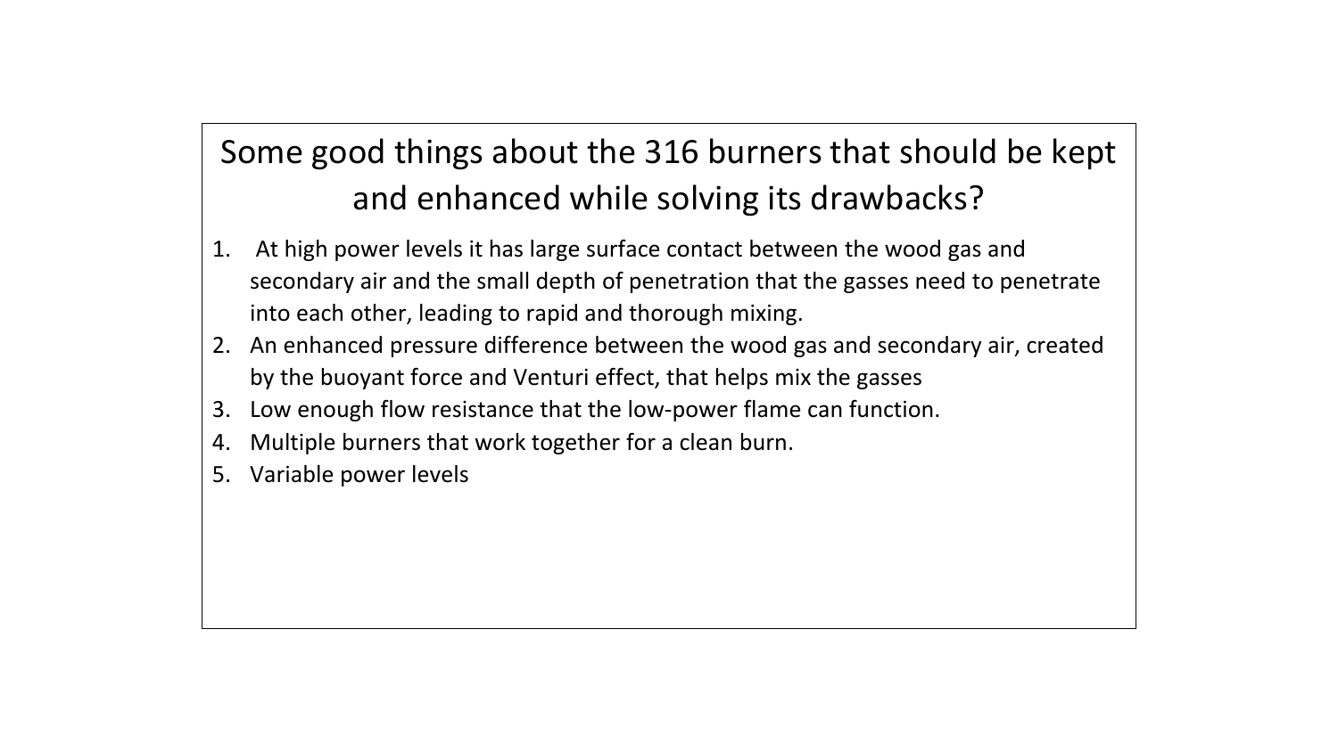# Some good things about the 316 burners that should be kept and enhanced while solving its drawbacks?

1. At high power levels it has large surface contact between the wood gas and secondary air and the small depth of penetration that the gasses need to penetrate into each other, leading to rapid and thorough mixing.
2. An enhanced pressure difference between the wood gas and secondary air, created by the buoyant force and Venturi effect, that helps mix the gasses
3. Low enough flow resistance that the low-power flame can function.
4. Multiple burners that work together for a clean burn.
5. Variable power levels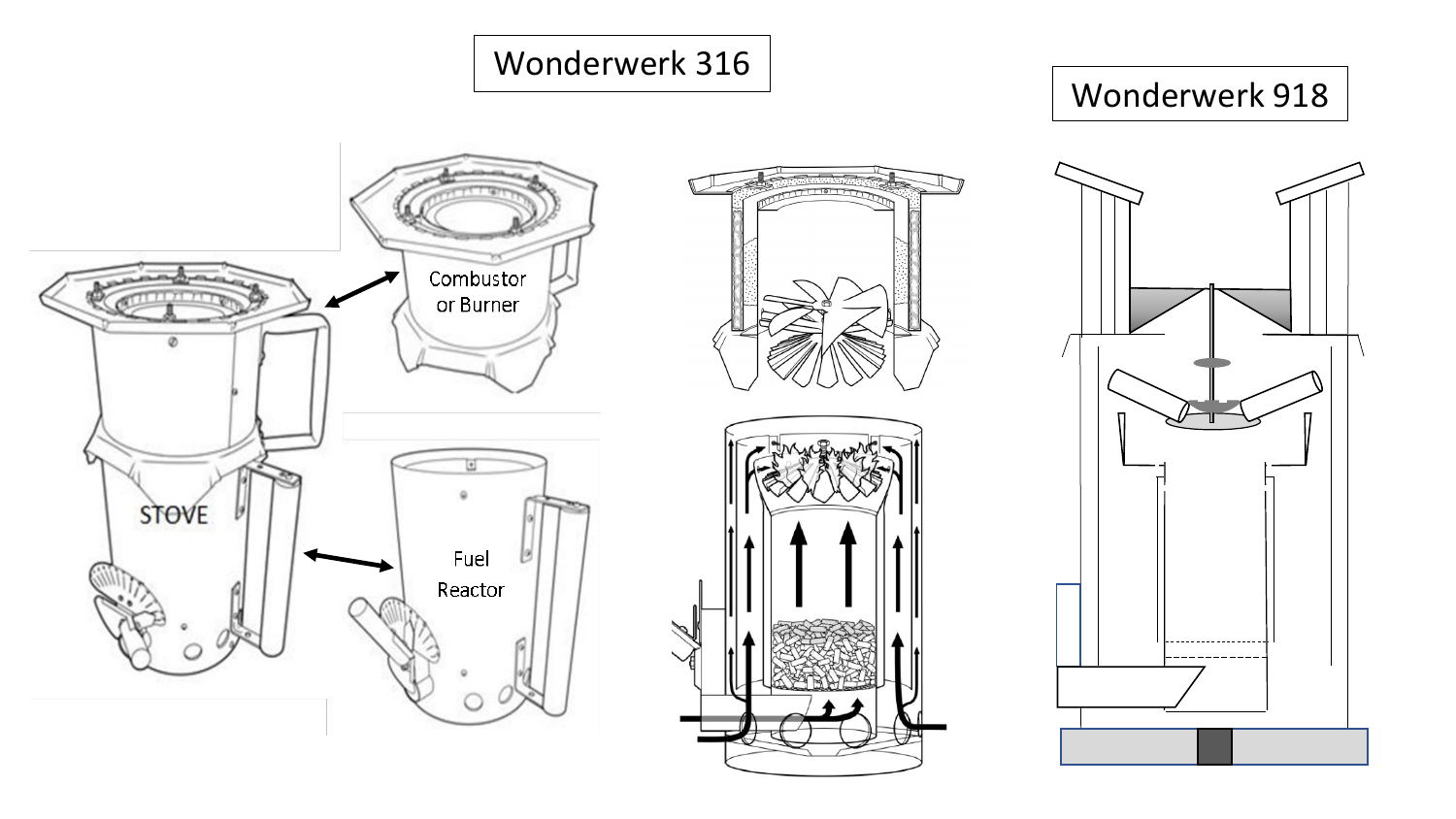Wonderwerk 316

Wonderwerk 918

STOVE

Combustor or Burner

Fuel Reactor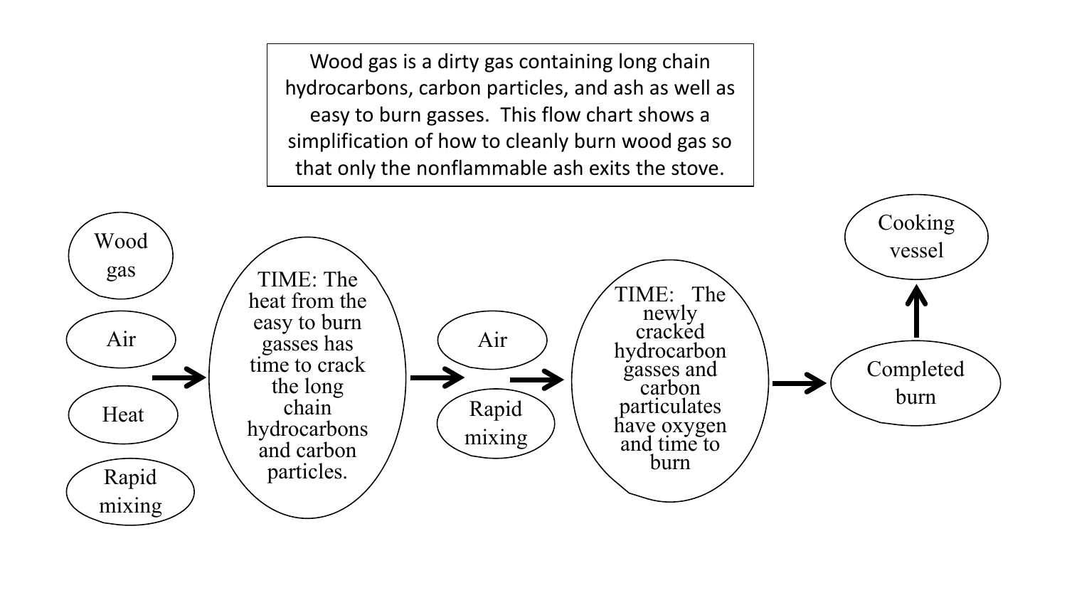Wood gas is a dirty gas containing long chain hydrocarbons, carbon particles, and ash as well as easy to burn gasses. This flow chart shows a simplification of how to cleanly burn wood gas so that only the nonflammable ash exits the stove.

Wood gas

Air

Heat

Rapid mixing

→

TIME: The heat from the easy to burn gasses has time to crack the long chain hydrocarbons and carbon particles.

→

Air

Rapid mixing

→

TIME: The newly cracked hydrocarbon gasses and carbon particulates have oxygen and time to burn

→

Completed burn

↑

Cooking vessel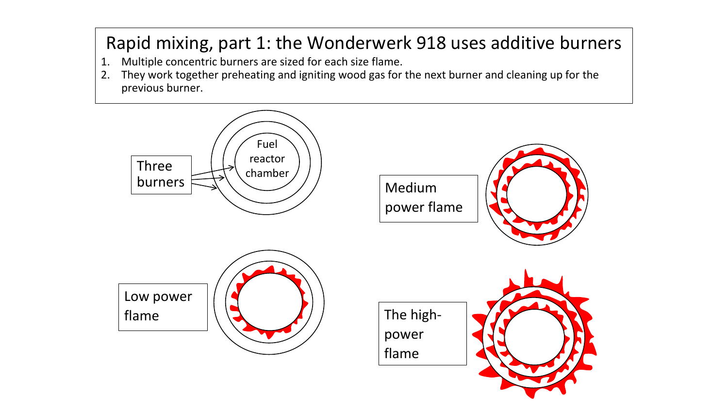# Rapid mixing, part 1: the Wonderwerk 918 uses additive burners

1. Multiple concentric burners are sized for each size flame.
2. They work together preheating and igniting wood gas for the next burner and cleaning up for the previous burner.

Three burners

Fuel reactor chamber

Medium power flame

Low power flame

The high-power flame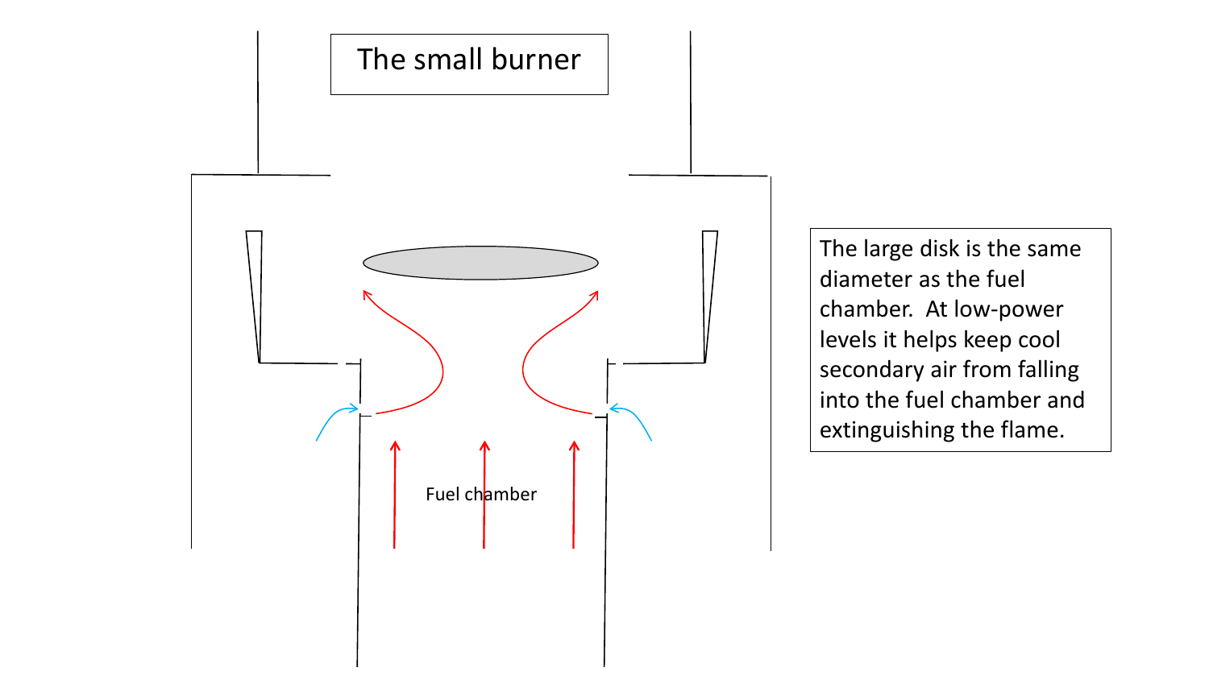# The small burner

Fuel chamber

The large disk is the same diameter as the fuel chamber. At low-power levels it helps keep cool secondary air from falling into the fuel chamber and extinguishing the flame.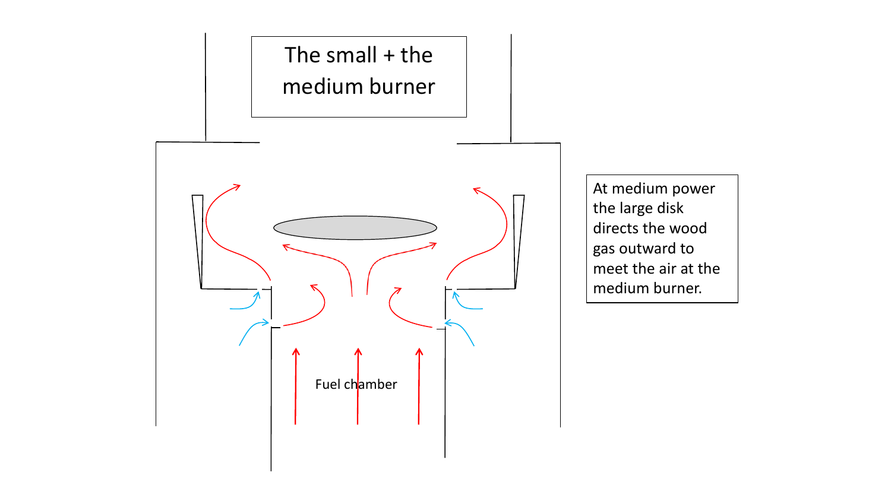# The small + the medium burner

At medium power the large disk directs the wood gas outward to meet the air at the medium burner.

Fuel chamber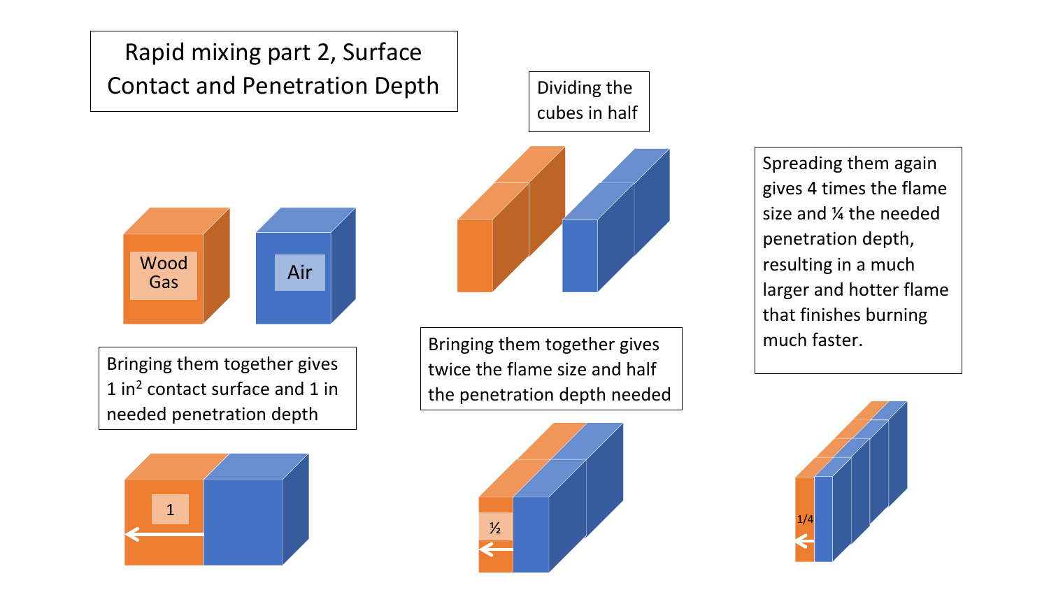# Rapid mixing part 2, Surface Contact and Penetration Depth

Wood Gas

Air

Bringing them together gives 1 $in^2$ contact surface and 1 in needed penetration depth

1

Dividing the cubes in half

Bringing them together gives twice the flame size and half the penetration depth needed

½

Spreading them again gives 4 times the flame size and ¼ the needed penetration depth, resulting in a much larger and hotter flame that finishes burning much faster.

1/4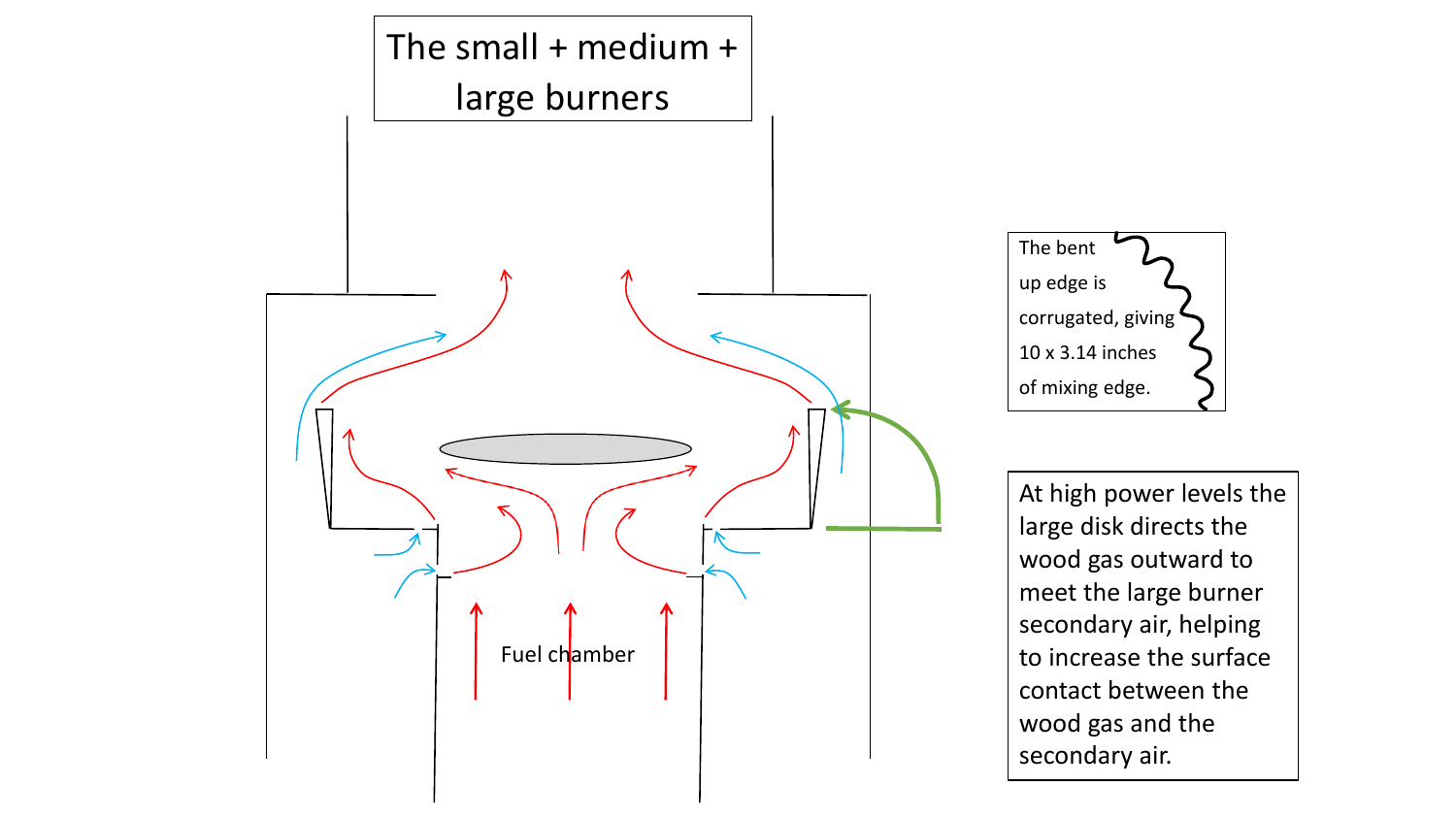# The small + medium + large burners

The bent up edge is corrugated, giving 10 x 3.14 inches of mixing edge.

At high power levels the large disk directs the wood gas outward to meet the large burner secondary air, helping to increase the surface contact between the wood gas and the secondary air.

Fuel chamber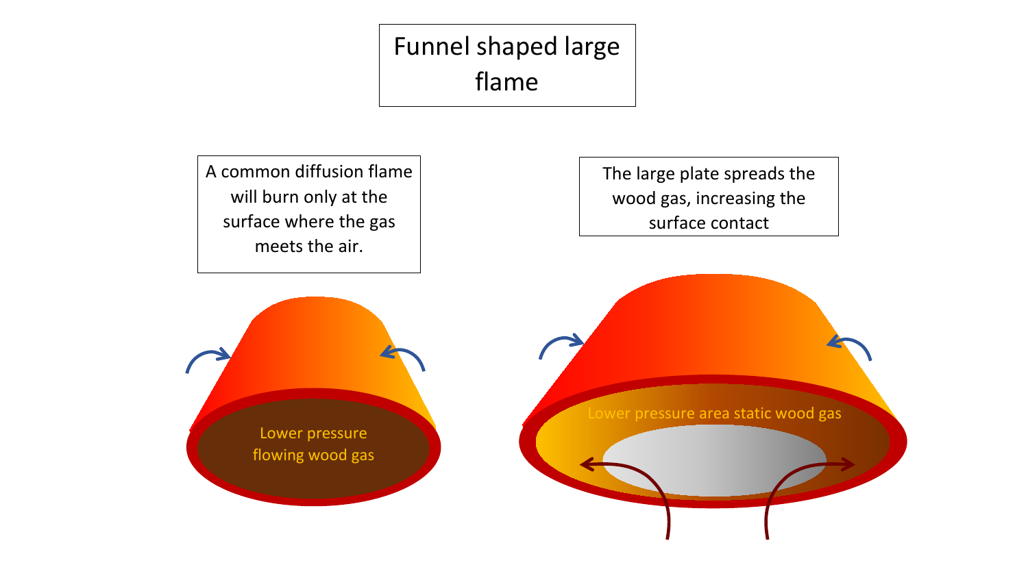# Funnel shaped large flame

A common diffusion flame will burn only at the surface where the gas meets the air.

Lower pressure flowing wood gas

The large plate spreads the wood gas, increasing the surface contact

Lower pressure area static wood gas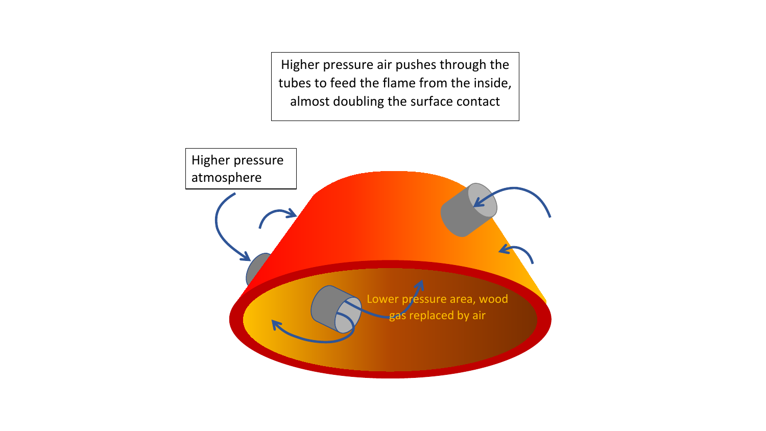Higher pressure air pushes through the tubes to feed the flame from the inside, almost doubling the surface contact

Higher pressure atmosphere

Lower pressure area, wood gas replaced by air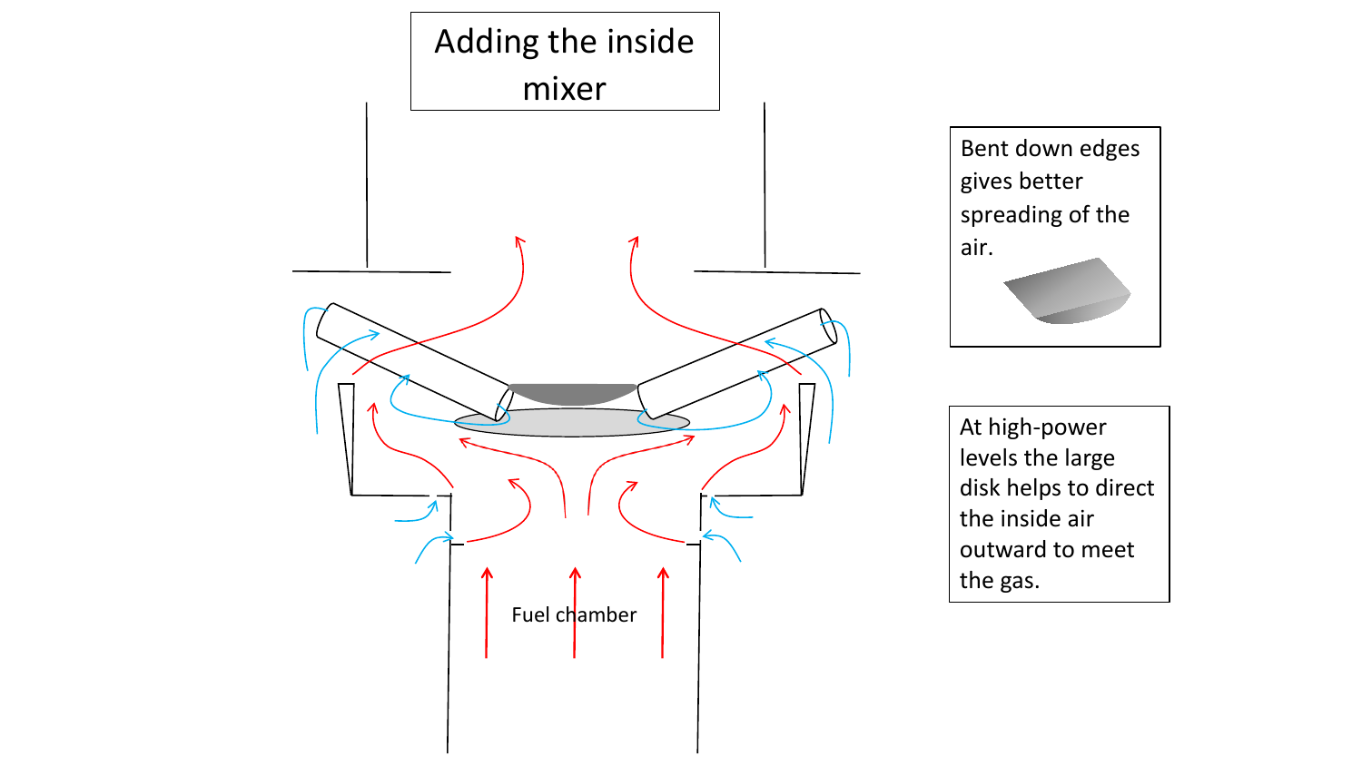# Adding the inside mixer

Bent down edges gives better spreading of the air.

At high-power levels the large disk helps to direct the inside air outward to meet the gas.

Fuel chamber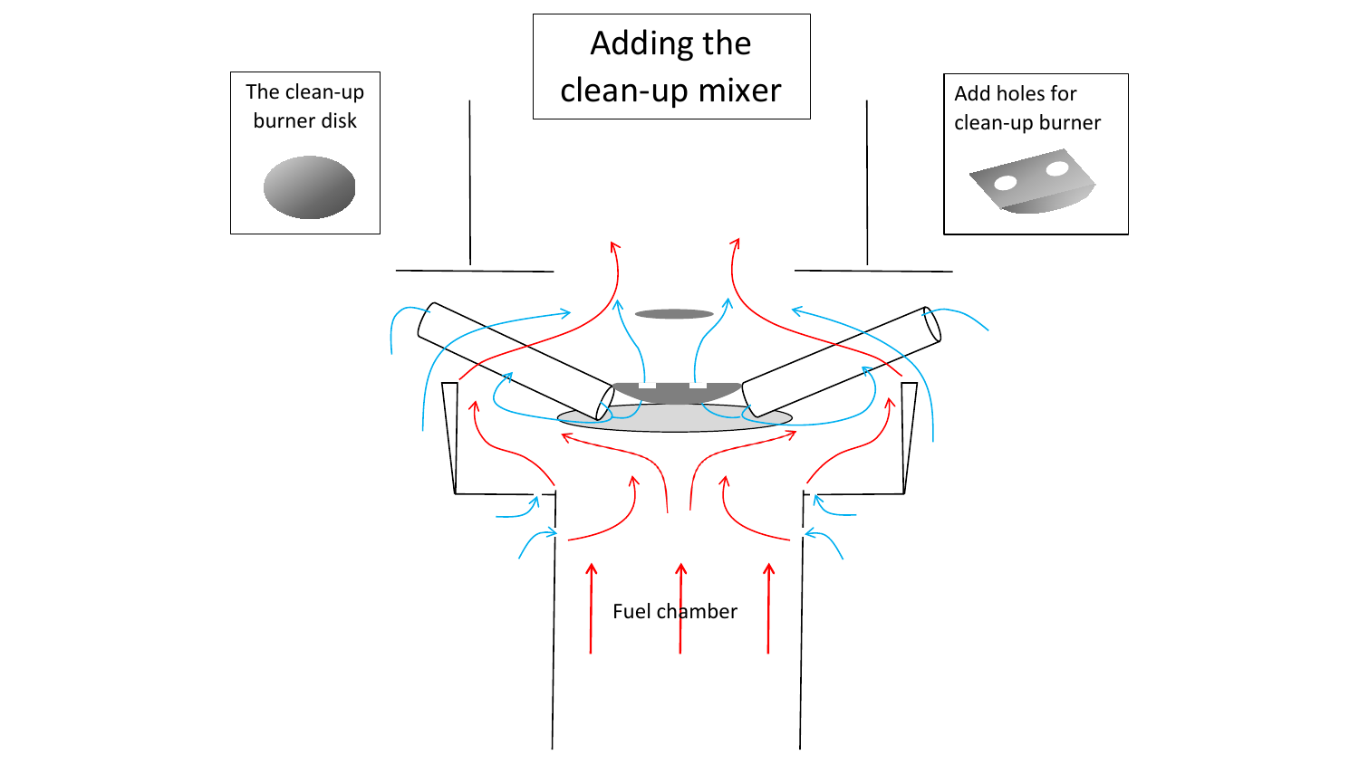# Adding the clean-up mixer

The clean-up burner disk

Add holes for clean-up burner

Fuel chamber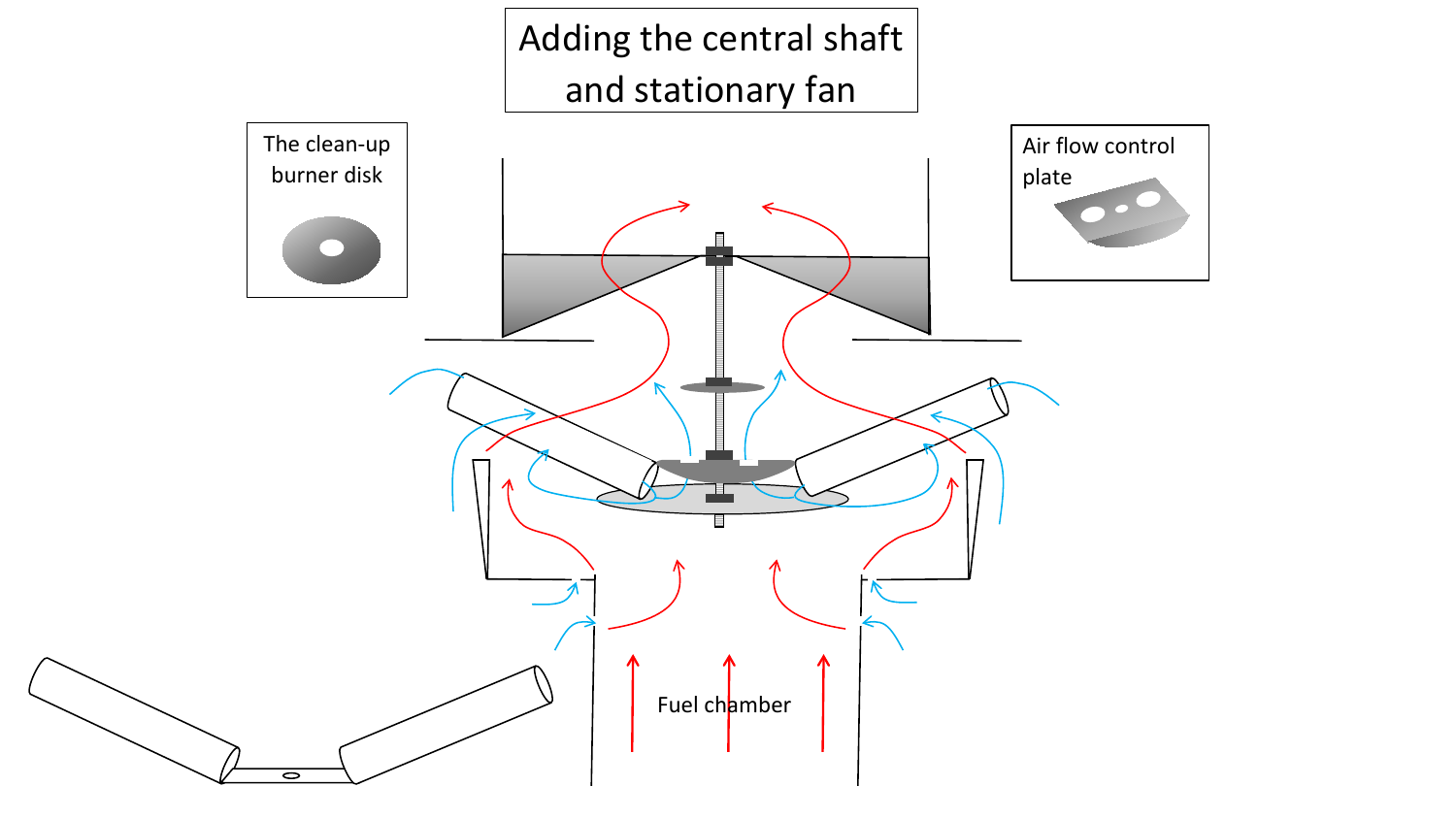# Adding the central shaft and stationary fan

The clean-up burner disk

Air flow control plate

Fuel chamber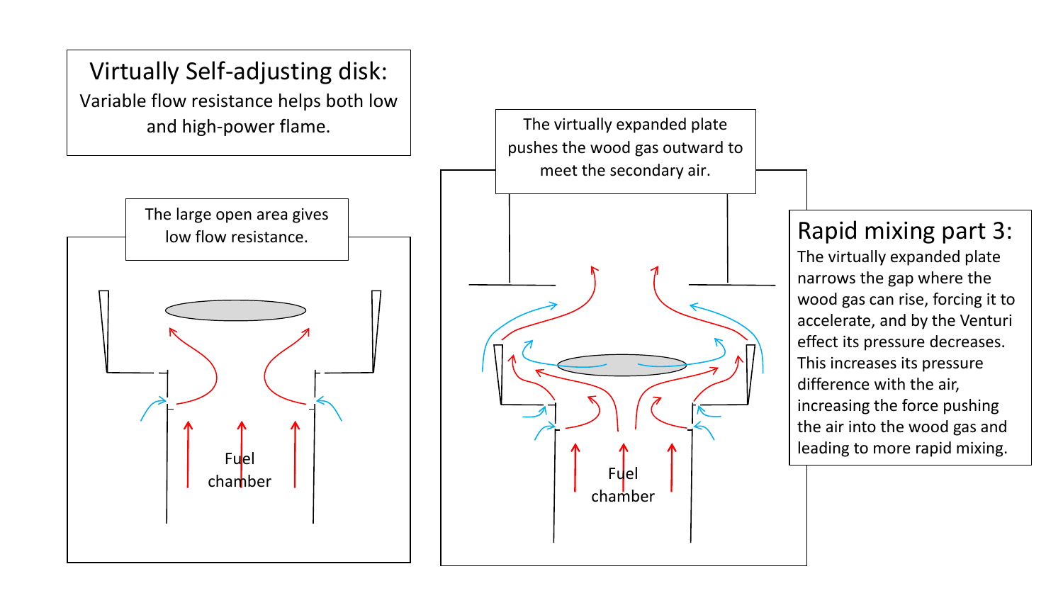# Virtually Self-adjusting disk:

Variable flow resistance helps both low and high-power flame.

The large open area gives low flow resistance.

Fuel chamber

The virtually expanded plate pushes the wood gas outward to meet the secondary air.

Fuel chamber

## Rapid mixing part 3:

The virtually expanded plate narrows the gap where the wood gas can rise, forcing it to accelerate, and by the Venturi effect its pressure decreases. This increases its pressure difference with the air, increasing the force pushing the air into the wood gas and leading to more rapid mixing.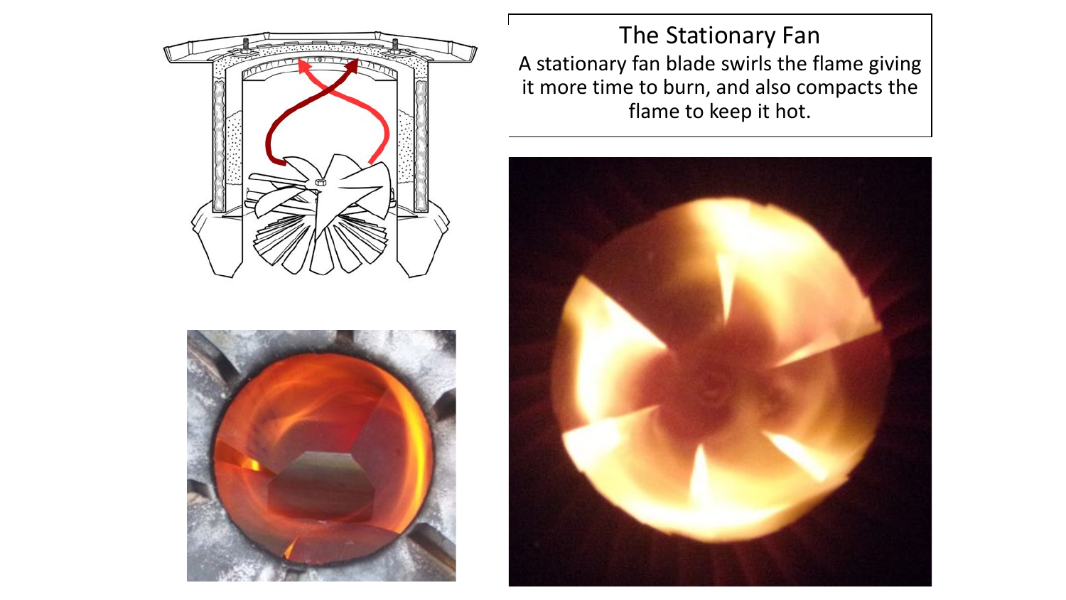# The Stationary Fan

A stationary fan blade swirls the flame giving it more time to burn, and also compacts the flame to keep it hot.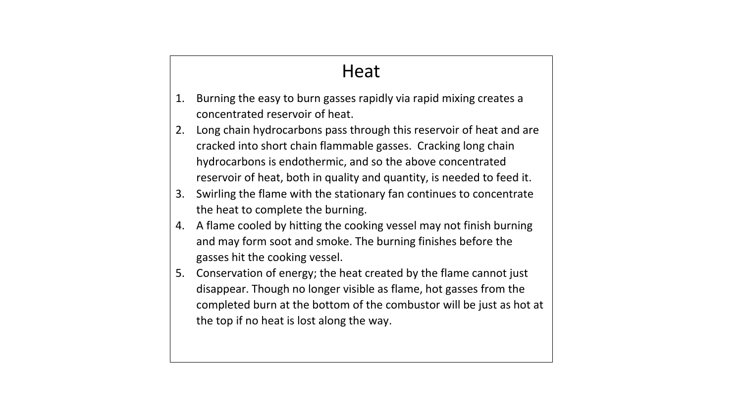# Heat

1. Burning the easy to burn gasses rapidly via rapid mixing creates a concentrated reservoir of heat.
2. Long chain hydrocarbons pass through this reservoir of heat and are cracked into short chain flammable gasses. Cracking long chain hydrocarbons is endothermic, and so the above concentrated reservoir of heat, both in quality and quantity, is needed to feed it.
3. Swirling the flame with the stationary fan continues to concentrate the heat to complete the burning.
4. A flame cooled by hitting the cooking vessel may not finish burning and may form soot and smoke. The burning finishes before the gasses hit the cooking vessel.
5. Conservation of energy; the heat created by the flame cannot just disappear. Though no longer visible as flame, hot gasses from the completed burn at the bottom of the combustor will be just as hot at the top if no heat is lost along the way.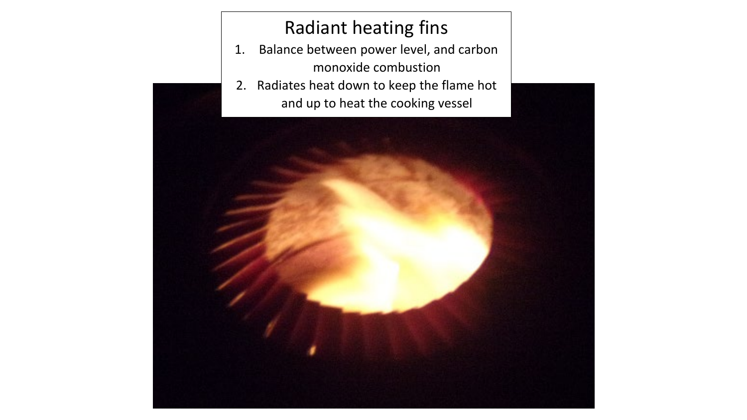# Radiant heating fins

1. Balance between power level, and carbon monoxide combustion
2. Radiates heat down to keep the flame hot and up to heat the cooking vessel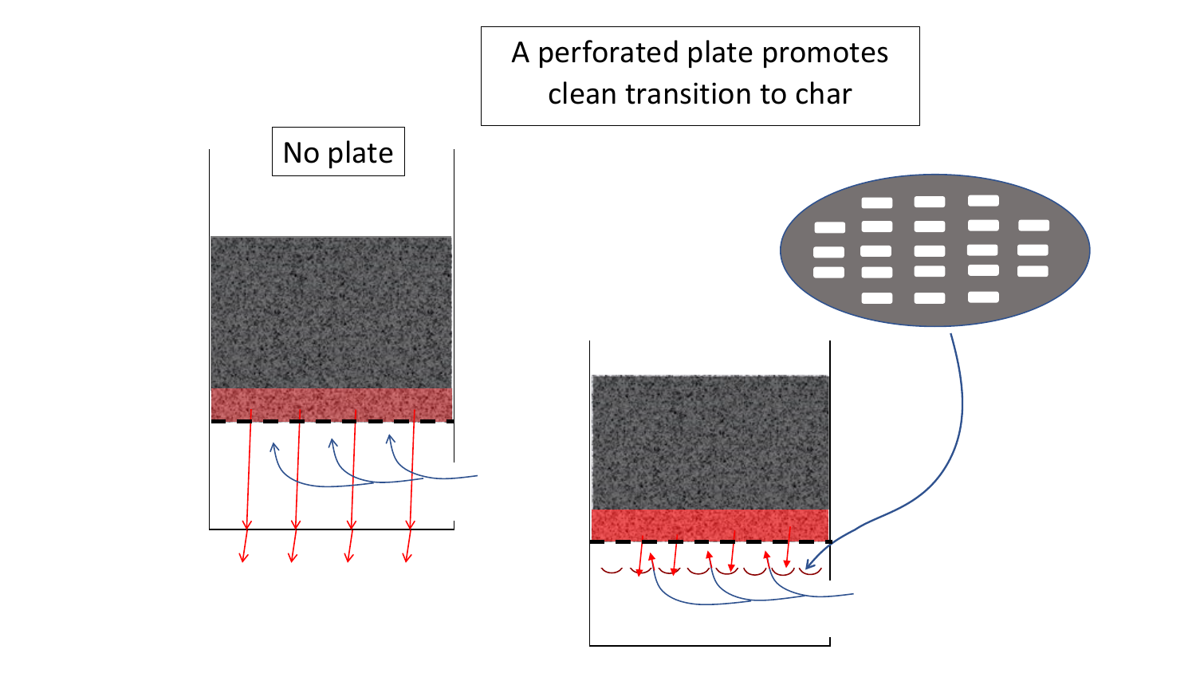A perforated plate promotes clean transition to char

No plate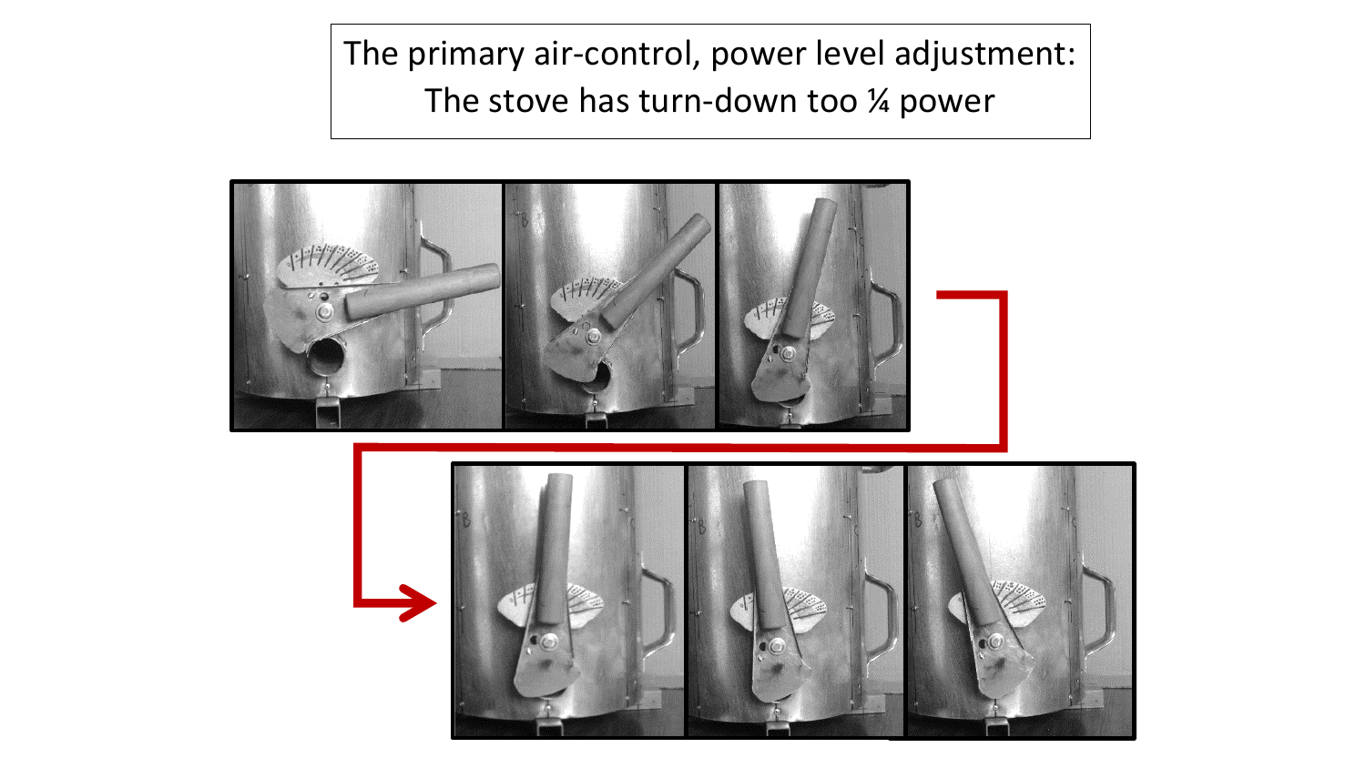The primary air-control, power level adjustment:
The stove has turn-down too ¼ power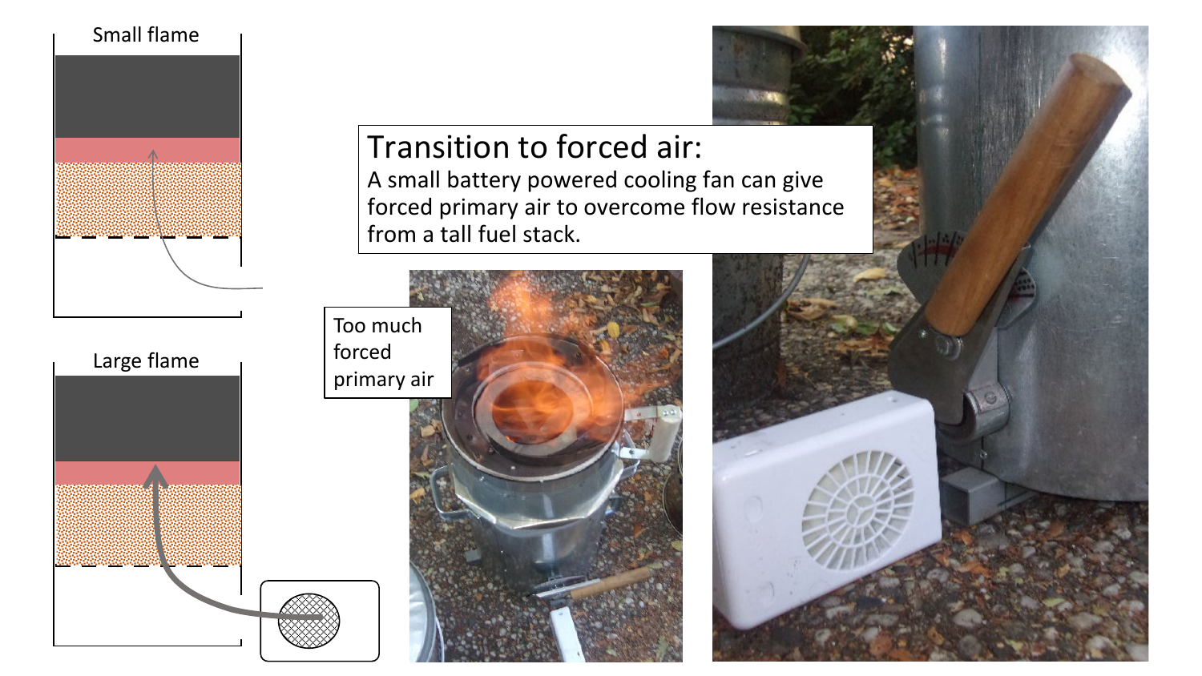# Transition to forced air:

A small battery powered cooling fan can give forced primary air to overcome flow resistance from a tall fuel stack.

Small flame

Large flame

Too much forced primary air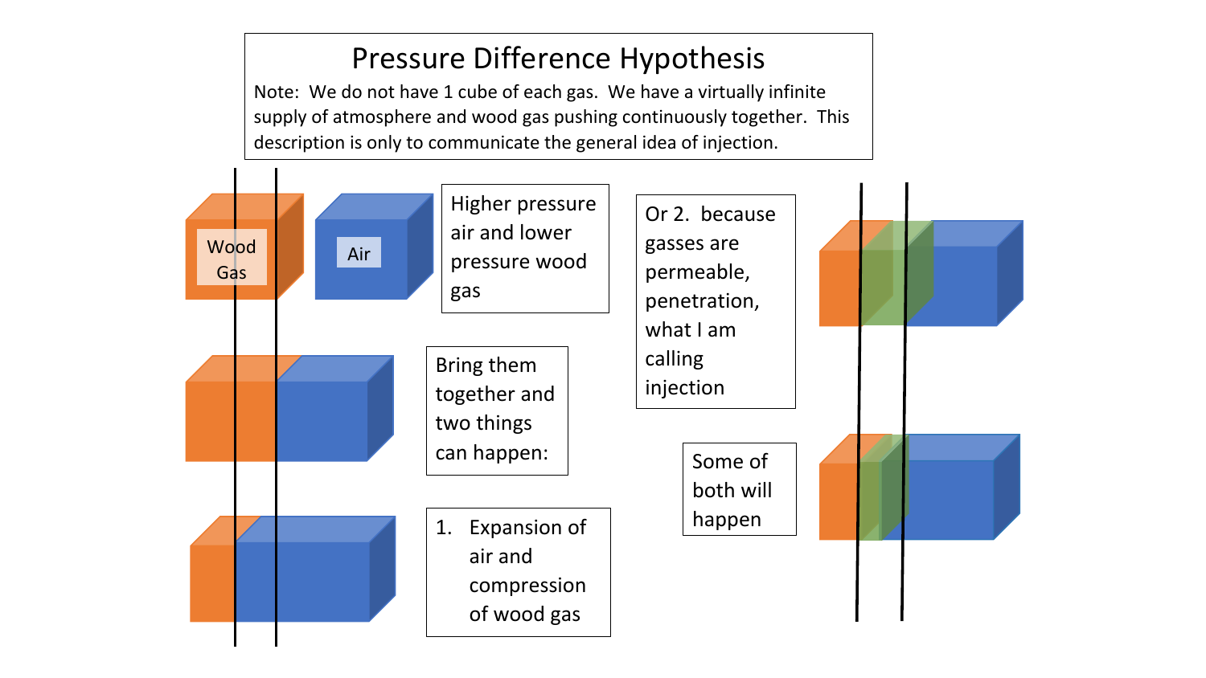# Pressure Difference Hypothesis

Note: We do not have 1 cube of each gas. We have a virtually infinite supply of atmosphere and wood gas pushing continuously together. This description is only to communicate the general idea of injection.

Wood Gas

Air

Higher pressure air and lower pressure wood gas

Bring them together and two things can happen:

1. Expansion of air and compression of wood gas

Or 2. because gasses are permeable, penetration, what I am calling injection

Some of both will happen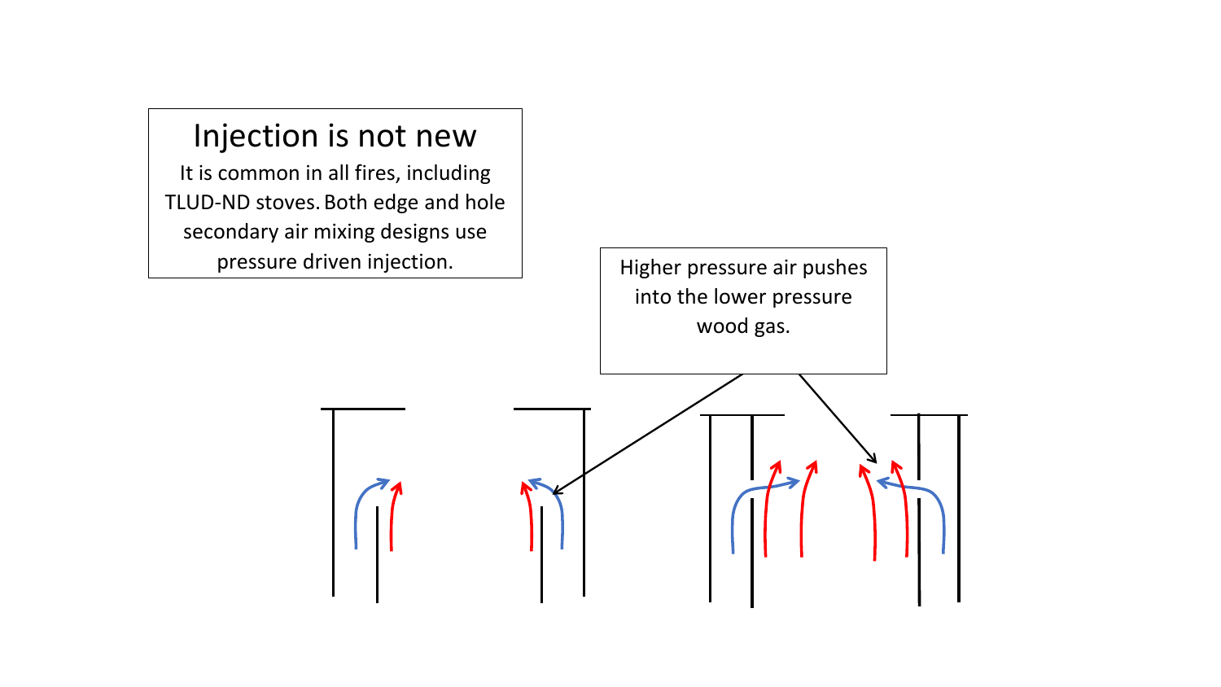# Injection is not new

It is common in all fires, including TLUD-ND stoves. Both edge and hole secondary air mixing designs use pressure driven injection.

Higher pressure air pushes into the lower pressure wood gas.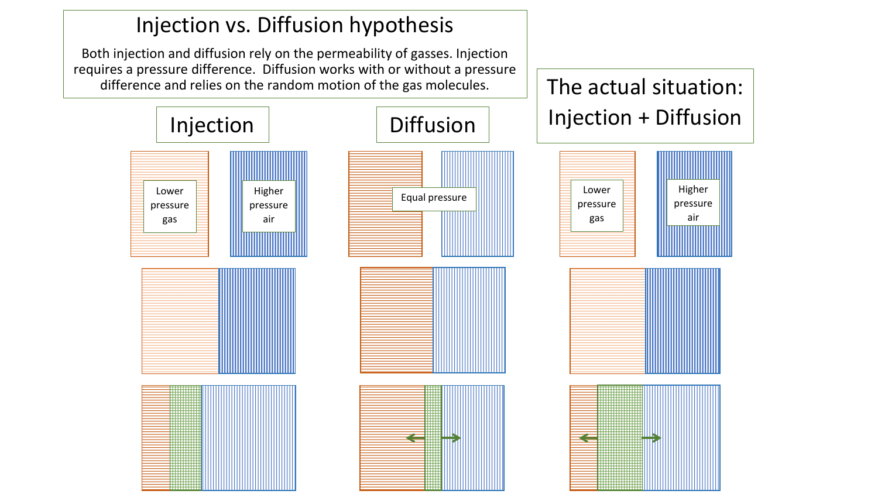# Injection vs. Diffusion hypothesis

Both injection and diffusion rely on the permeability of gasses. Injection requires a pressure difference. Diffusion works with or without a pressure difference and relies on the random motion of the gas molecules.

## Injection

Lower pressure gas

Higher pressure air

## Diffusion

Equal pressure

## The actual situation: Injection + Diffusion

Lower pressure gas

Higher pressure air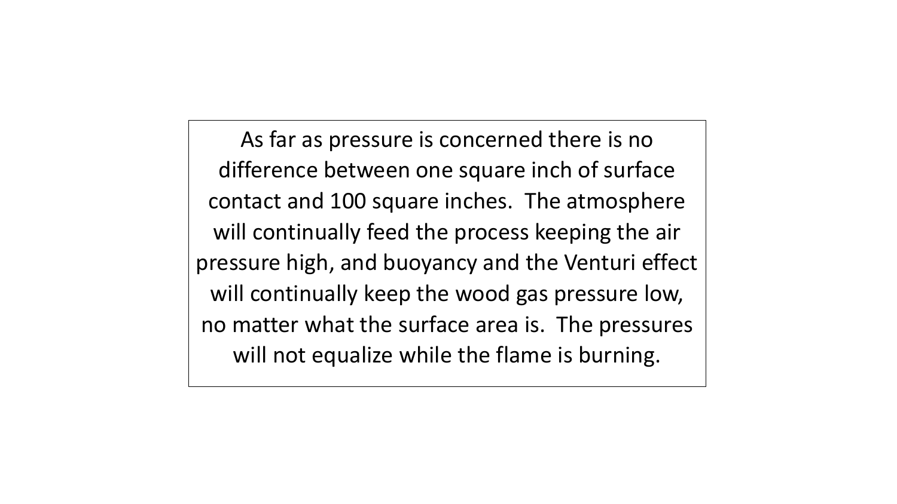As far as pressure is concerned there is no difference between one square inch of surface contact and 100 square inches. The atmosphere will continually feed the process keeping the air pressure high, and buoyancy and the Venturi effect will continually keep the wood gas pressure low, no matter what the surface area is. The pressures will not equalize while the flame is burning.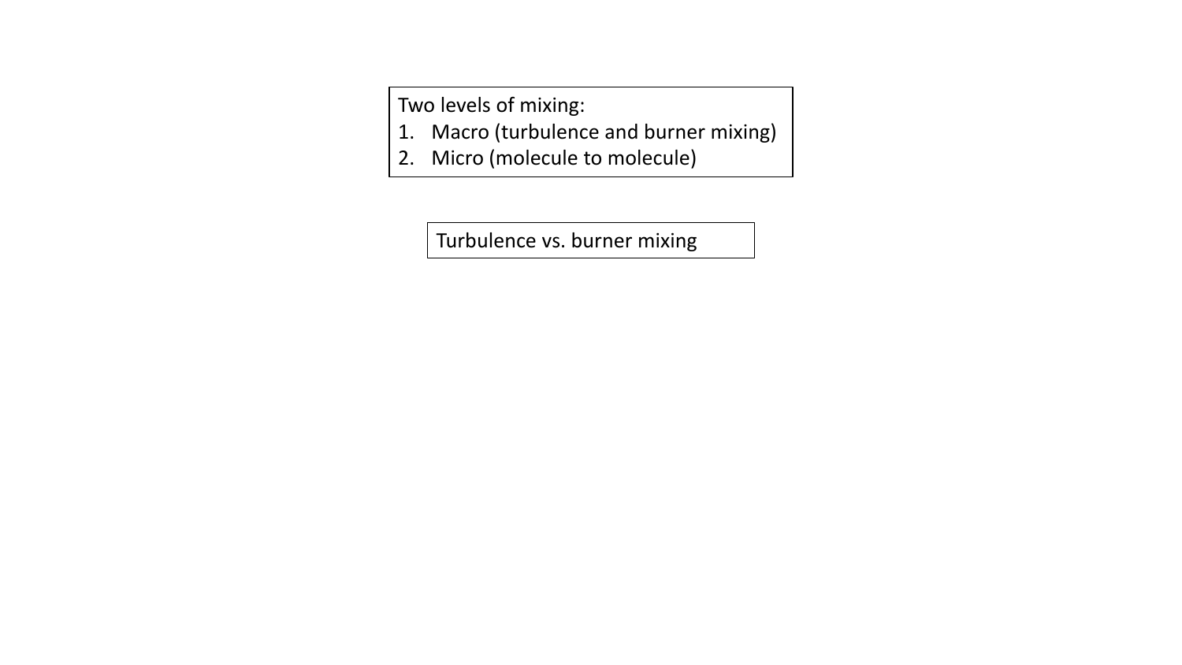Two levels of mixing:

1. Macro (turbulence and burner mixing)
2. Micro (molecule to molecule)

Turbulence vs. burner mixing